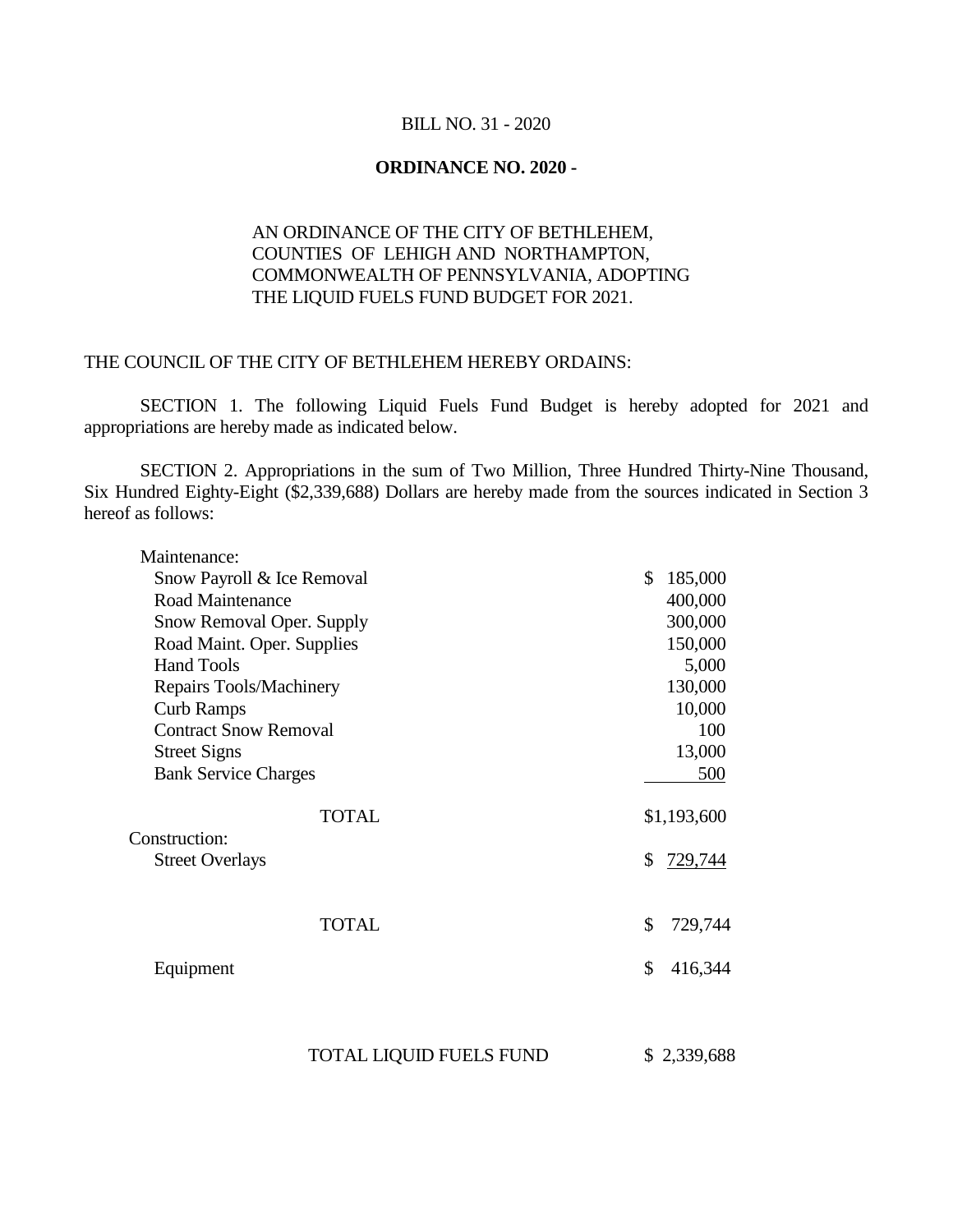BILL NO. 31 - 2020

**ORDINANCE NO. 2020 -**

AN ORDINANCE OF THE CITY OF BETHLEHEM, COUNTIES OF LEHIGH AND NORTHAMPTON, COMMONWEALTH OF PENNSYLVANIA, ADOPTING THE LIQUID FUELS FUND BUDGET FOR 2021.

THE COUNCIL OF THE CITY OF BETHLEHEM HEREBY ORDAINS:

SECTION 1. The following Liquid Fuels Fund Budget is hereby adopted for 2021 and appropriations are hereby made as indicated below.

SECTION 2. Appropriations in the sum of Two Million, Three Hundred Thirty-Nine Thousand, Six Hundred Eighty-Eight ($2,339,688) Dollars are hereby made from the sources indicated in Section 3 hereof as follows:

| | |
|---|---|
| Maintenance: | |
| Snow Payroll & Ice Removal | $ 185,000 |
| Road Maintenance | 400,000 |
| Snow Removal Oper. Supply | 300,000 |
| Road Maint. Oper. Supplies | 150,000 |
| Hand Tools | 5,000 |
| Repairs Tools/Machinery | 130,000 |
| Curb Ramps | 10,000 |
| Contract Snow Removal | 100 |
| Street Signs | 13,000 |
| Bank Service Charges | 500 |
| TOTAL | $1,193,600 |
| Construction: | |
| Street Overlays | $ 729,744 |
| TOTAL | $ 729,744 |
| Equipment | $ 416,344 |
| TOTAL LIQUID FUELS FUND | $ 2,339,688 |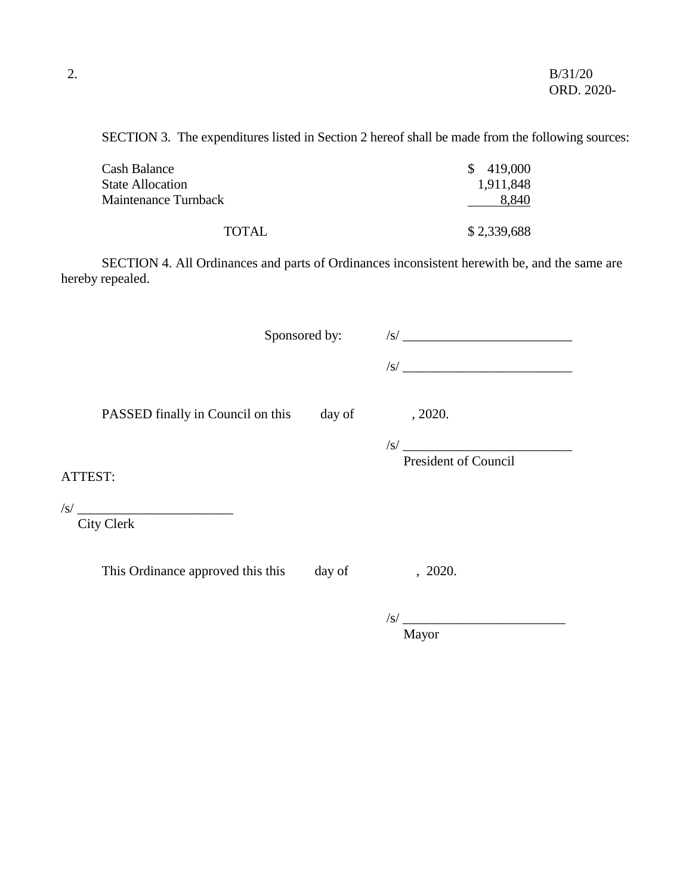SECTION 3. The expenditures listed in Section 2 hereof shall be made from the following sources:

| | |
|---|---|
| Cash Balance | $ 419,000 |
| State Allocation | 1,911,848 |
| Maintenance Turnback | 8,840 |
| TOTAL | $ 2,339,688 |

SECTION 4. All Ordinances and parts of Ordinances inconsistent herewith be, and the same are hereby repealed.

Sponsored by: /s/ ________________________

/s/ ________________________

PASSED finally in Council on this day of , 2020.

/s/ ________________________
President of Council

ATTEST:

/s/ ______________________
City Clerk

This Ordinance approved this this day of , 2020.

/s/ _______________________
Mayor